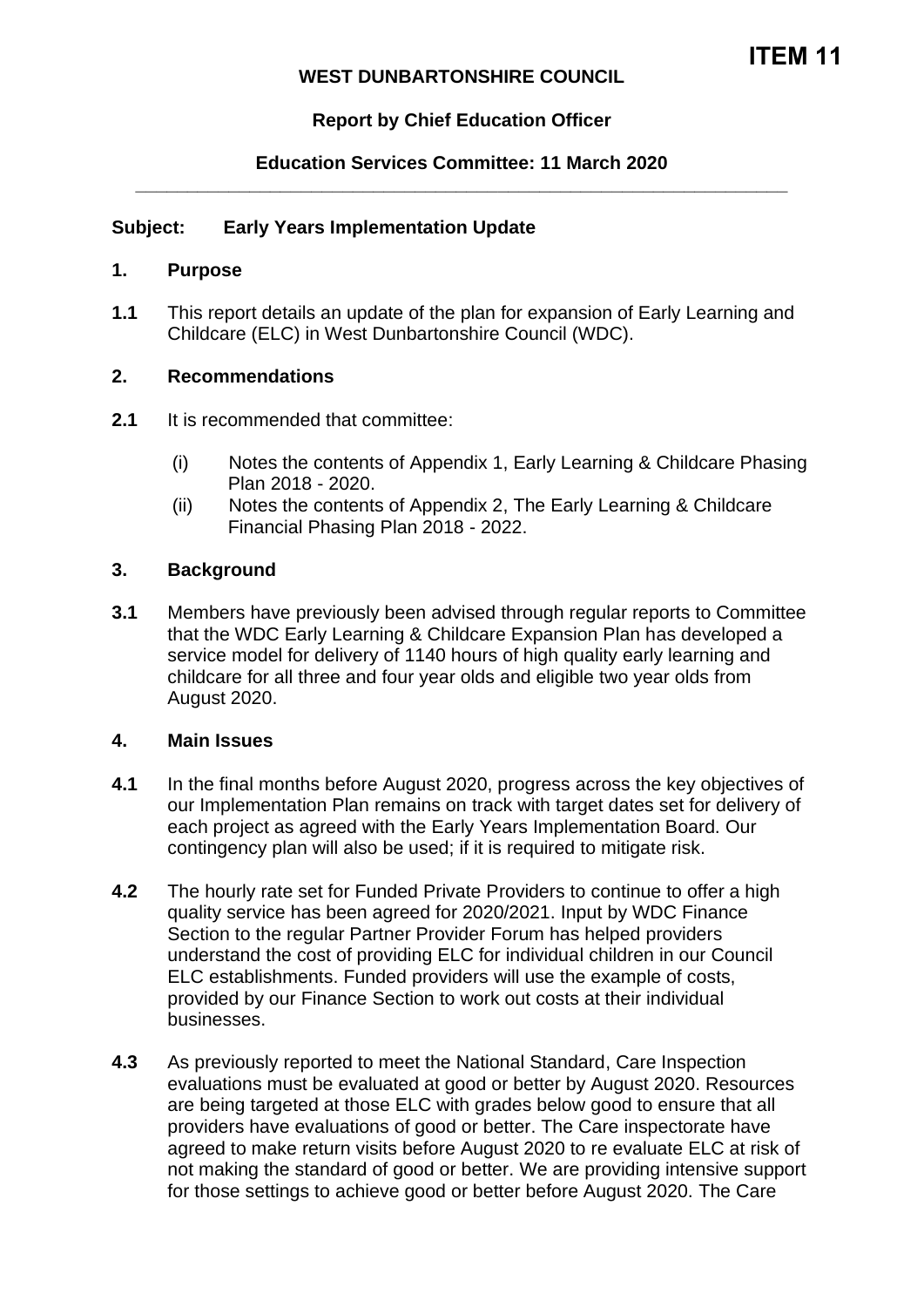**ITEM 11**

**WEST DUNBARTONSHIRE COUNCIL**

**Report by Chief Education Officer**

**Education Services Committee: 11 March 2020**

---

**Subject: Early Years Implementation Update**

## 1. Purpose

**1.1** This report details an update of the plan for expansion of Early Learning and Childcare (ELC) in West Dunbartonshire Council (WDC).

## 2. Recommendations

**2.1** It is recommended that committee:

(i) Notes the contents of Appendix 1, Early Learning & Childcare Phasing Plan 2018 - 2020.

(ii) Notes the contents of Appendix 2, The Early Learning & Childcare Financial Phasing Plan 2018 - 2022.

## 3. Background

**3.1** Members have previously been advised through regular reports to Committee that the WDC Early Learning & Childcare Expansion Plan has developed a service model for delivery of 1140 hours of high quality early learning and childcare for all three and four year olds and eligible two year olds from August 2020.

## 4. Main Issues

**4.1** In the final months before August 2020, progress across the key objectives of our Implementation Plan remains on track with target dates set for delivery of each project as agreed with the Early Years Implementation Board. Our contingency plan will also be used; if it is required to mitigate risk.

**4.2** The hourly rate set for Funded Private Providers to continue to offer a high quality service has been agreed for 2020/2021. Input by WDC Finance Section to the regular Partner Provider Forum has helped providers understand the cost of providing ELC for individual children in our Council ELC establishments. Funded providers will use the example of costs, provided by our Finance Section to work out costs at their individual businesses.

**4.3** As previously reported to meet the National Standard, Care Inspection evaluations must be evaluated at good or better by August 2020. Resources are being targeted at those ELC with grades below good to ensure that all providers have evaluations of good or better. The Care inspectorate have agreed to make return visits before August 2020 to re evaluate ELC at risk of not making the standard of good or better. We are providing intensive support for those settings to achieve good or better before August 2020. The Care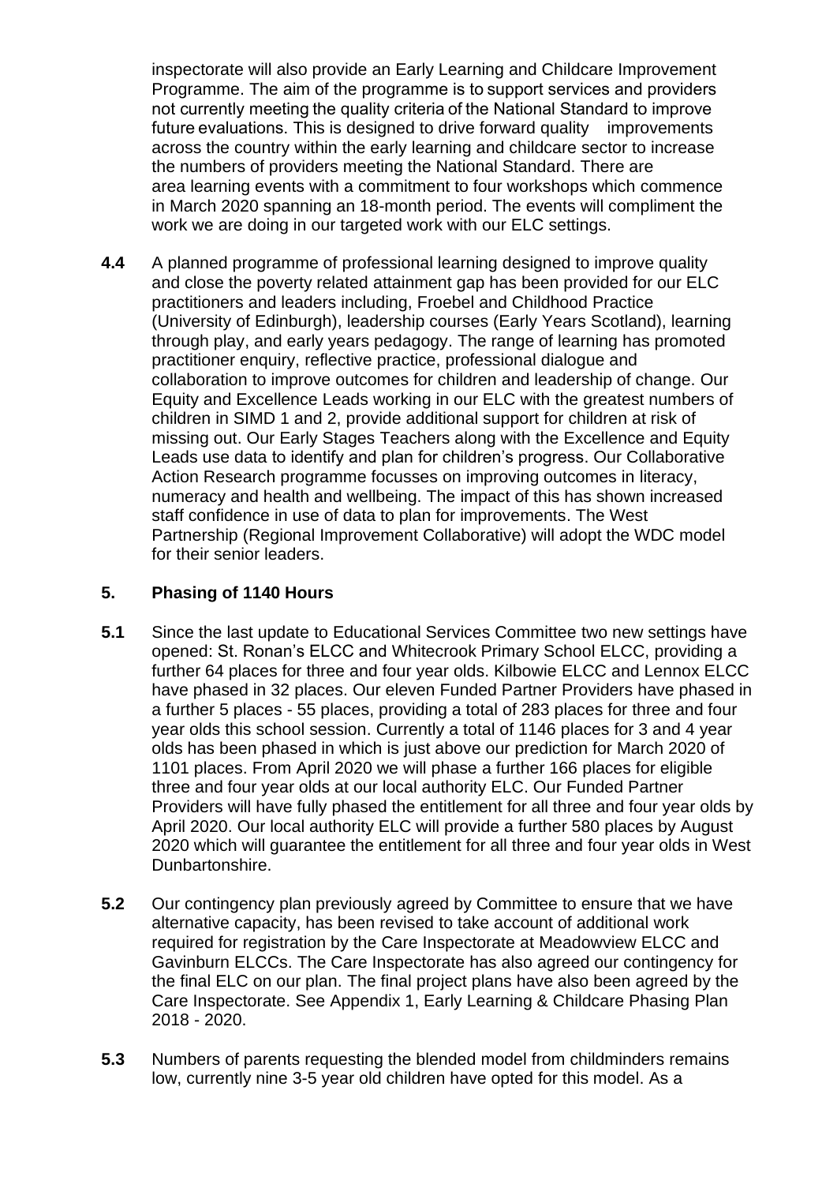inspectorate will also provide an Early Learning and Childcare Improvement Programme. The aim of the programme is to support services and providers not currently meeting the quality criteria of the National Standard to improve future evaluations. This is designed to drive forward quality improvements across the country within the early learning and childcare sector to increase the numbers of providers meeting the National Standard. There are area learning events with a commitment to four workshops which commence in March 2020 spanning an 18-month period. The events will compliment the work we are doing in our targeted work with our ELC settings.

**4.4** A planned programme of professional learning designed to improve quality and close the poverty related attainment gap has been provided for our ELC practitioners and leaders including, Froebel and Childhood Practice (University of Edinburgh), leadership courses (Early Years Scotland), learning through play, and early years pedagogy. The range of learning has promoted practitioner enquiry, reflective practice, professional dialogue and collaboration to improve outcomes for children and leadership of change. Our Equity and Excellence Leads working in our ELC with the greatest numbers of children in SIMD 1 and 2, provide additional support for children at risk of missing out. Our Early Stages Teachers along with the Excellence and Equity Leads use data to identify and plan for children's progress. Our Collaborative Action Research programme focusses on improving outcomes in literacy, numeracy and health and wellbeing. The impact of this has shown increased staff confidence in use of data to plan for improvements. The West Partnership (Regional Improvement Collaborative) will adopt the WDC model for their senior leaders.

## 5. Phasing of 1140 Hours

**5.1** Since the last update to Educational Services Committee two new settings have opened: St. Ronan's ELCC and Whitecrook Primary School ELCC, providing a further 64 places for three and four year olds. Kilbowie ELCC and Lennox ELCC have phased in 32 places. Our eleven Funded Partner Providers have phased in a further 5 places - 55 places, providing a total of 283 places for three and four year olds this school session. Currently a total of 1146 places for 3 and 4 year olds has been phased in which is just above our prediction for March 2020 of 1101 places. From April 2020 we will phase a further 166 places for eligible three and four year olds at our local authority ELC. Our Funded Partner Providers will have fully phased the entitlement for all three and four year olds by April 2020. Our local authority ELC will provide a further 580 places by August 2020 which will guarantee the entitlement for all three and four year olds in West Dunbartonshire.

**5.2** Our contingency plan previously agreed by Committee to ensure that we have alternative capacity, has been revised to take account of additional work required for registration by the Care Inspectorate at Meadowview ELCC and Gavinburn ELCCs. The Care Inspectorate has also agreed our contingency for the final ELC on our plan. The final project plans have also been agreed by the Care Inspectorate. See Appendix 1, Early Learning & Childcare Phasing Plan 2018 - 2020.

**5.3** Numbers of parents requesting the blended model from childminders remains low, currently nine 3-5 year old children have opted for this model. As a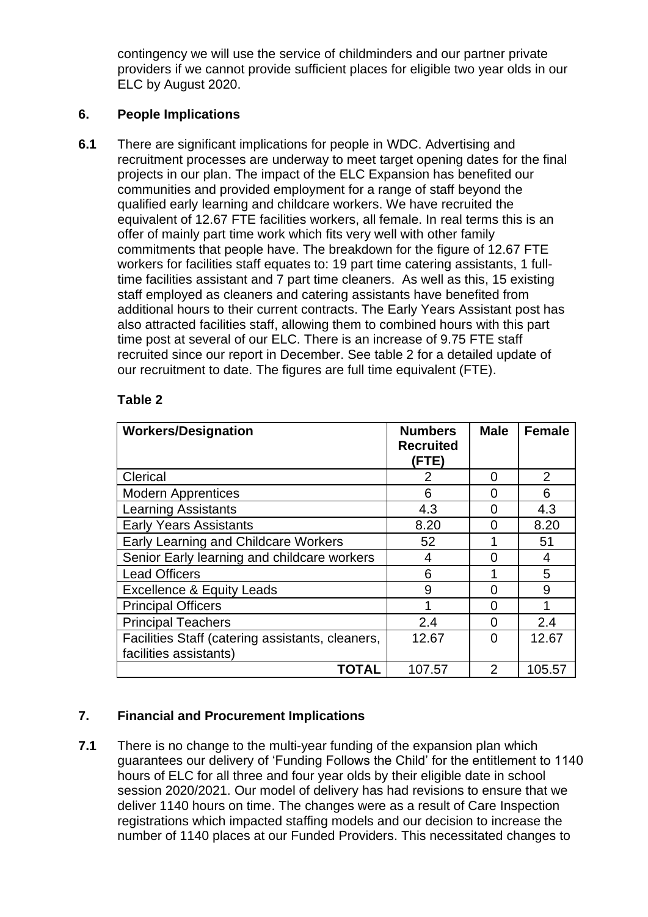contingency we will use the service of childminders and our partner private providers if we cannot provide sufficient places for eligible two year olds in our ELC by August 2020.

## 6. People Implications

**6.1** There are significant implications for people in WDC. Advertising and recruitment processes are underway to meet target opening dates for the final projects in our plan. The impact of the ELC Expansion has benefited our communities and provided employment for a range of staff beyond the qualified early learning and childcare workers. We have recruited the equivalent of 12.67 FTE facilities workers, all female. In real terms this is an offer of mainly part time work which fits very well with other family commitments that people have. The breakdown for the figure of 12.67 FTE workers for facilities staff equates to: 19 part time catering assistants, 1 full-time facilities assistant and 7 part time cleaners. As well as this, 15 existing staff employed as cleaners and catering assistants have benefited from additional hours to their current contracts. The Early Years Assistant post has also attracted facilities staff, allowing them to combined hours with this part time post at several of our ELC. There is an increase of 9.75 FTE staff recruited since our report in December. See table 2 for a detailed update of our recruitment to date. The figures are full time equivalent (FTE).

**Table 2**

| Workers/Designation | Numbers Recruited (FTE) | Male | Female |
|---|---|---|---|
| Clerical | 2 | 0 | 2 |
| Modern Apprentices | 6 | 0 | 6 |
| Learning Assistants | 4.3 | 0 | 4.3 |
| Early Years Assistants | 8.20 | 0 | 8.20 |
| Early Learning and Childcare Workers | 52 | 1 | 51 |
| Senior Early learning and childcare workers | 4 | 0 | 4 |
| Lead Officers | 6 | 1 | 5 |
| Excellence & Equity Leads | 9 | 0 | 9 |
| Principal Officers | 1 | 0 | 1 |
| Principal Teachers | 2.4 | 0 | 2.4 |
| Facilities Staff (catering assistants, cleaners, facilities assistants) | 12.67 | 0 | 12.67 |
| **TOTAL** | 107.57 | 2 | 105.57 |

## 7. Financial and Procurement Implications

**7.1** There is no change to the multi-year funding of the expansion plan which guarantees our delivery of 'Funding Follows the Child' for the entitlement to 1140 hours of ELC for all three and four year olds by their eligible date in school session 2020/2021. Our model of delivery has had revisions to ensure that we deliver 1140 hours on time. The changes were as a result of Care Inspection registrations which impacted staffing models and our decision to increase the number of 1140 places at our Funded Providers. This necessitated changes to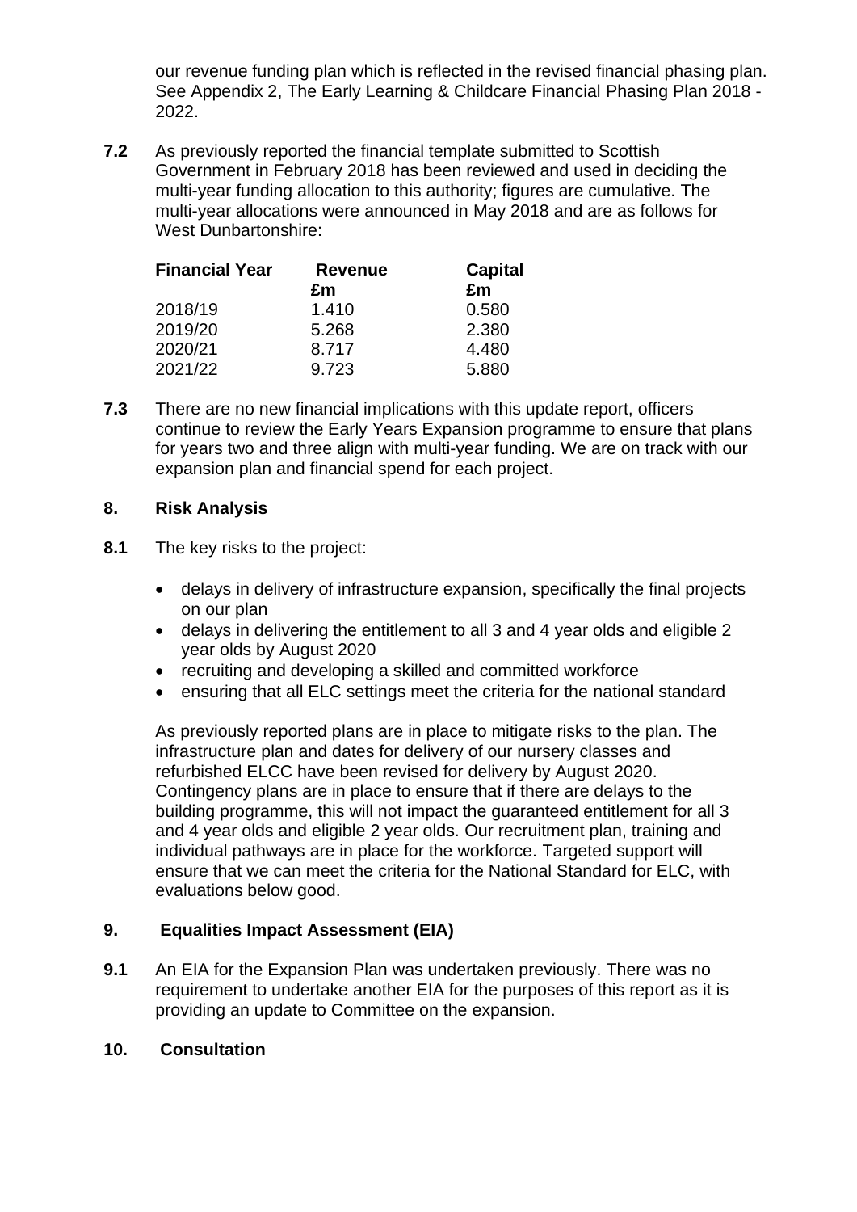our revenue funding plan which is reflected in the revised financial phasing plan. See Appendix 2, The Early Learning & Childcare Financial Phasing Plan 2018 - 2022.

**7.2** As previously reported the financial template submitted to Scottish Government in February 2018 has been reviewed and used in deciding the multi-year funding allocation to this authority; figures are cumulative. The multi-year allocations were announced in May 2018 and are as follows for West Dunbartonshire:

| **Financial Year** | **Revenue £m** | **Capital £m** |
|---|---|---|
| 2018/19 | 1.410 | 0.580 |
| 2019/20 | 5.268 | 2.380 |
| 2020/21 | 8.717 | 4.480 |
| 2021/22 | 9.723 | 5.880 |

**7.3** There are no new financial implications with this update report, officers continue to review the Early Years Expansion programme to ensure that plans for years two and three align with multi-year funding. We are on track with our expansion plan and financial spend for each project.

## 8. Risk Analysis

**8.1** The key risks to the project:

- delays in delivery of infrastructure expansion, specifically the final projects on our plan
- delays in delivering the entitlement to all 3 and 4 year olds and eligible 2 year olds by August 2020
- recruiting and developing a skilled and committed workforce
- ensuring that all ELC settings meet the criteria for the national standard

As previously reported plans are in place to mitigate risks to the plan. The infrastructure plan and dates for delivery of our nursery classes and refurbished ELCC have been revised for delivery by August 2020. Contingency plans are in place to ensure that if there are delays to the building programme, this will not impact the guaranteed entitlement for all 3 and 4 year olds and eligible 2 year olds. Our recruitment plan, training and individual pathways are in place for the workforce. Targeted support will ensure that we can meet the criteria for the National Standard for ELC, with evaluations below good.

## 9. Equalities Impact Assessment (EIA)

**9.1** An EIA for the Expansion Plan was undertaken previously. There was no requirement to undertake another EIA for the purposes of this report as it is providing an update to Committee on the expansion.

## 10. Consultation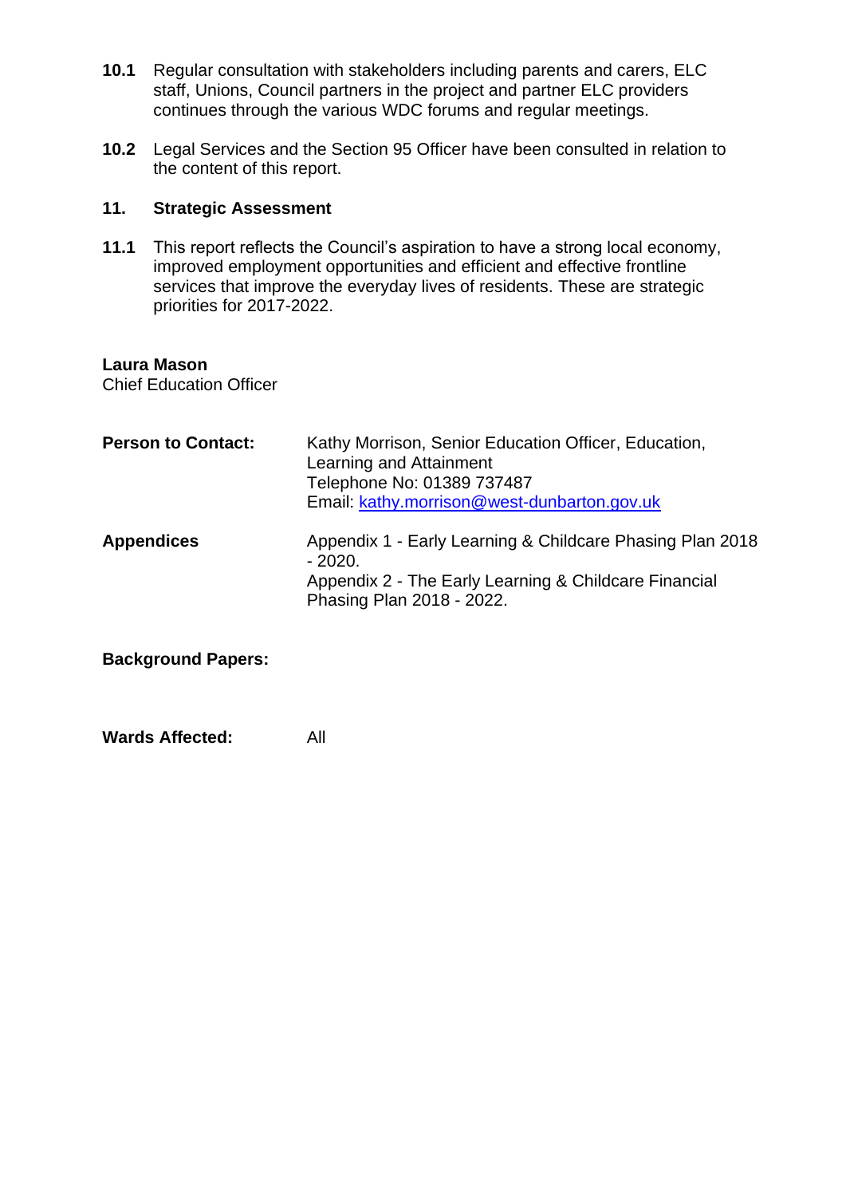**10.1** Regular consultation with stakeholders including parents and carers, ELC staff, Unions, Council partners in the project and partner ELC providers continues through the various WDC forums and regular meetings.

**10.2** Legal Services and the Section 95 Officer have been consulted in relation to the content of this report.

## 11. Strategic Assessment

**11.1** This report reflects the Council's aspiration to have a strong local economy, improved employment opportunities and efficient and effective frontline services that improve the everyday lives of residents. These are strategic priorities for 2017-2022.

**Laura Mason**
Chief Education Officer

**Person to Contact:** Kathy Morrison, Senior Education Officer, Education, Learning and Attainment
Telephone No: 01389 737487
Email: kathy.morrison@west-dunbarton.gov.uk

**Appendices** Appendix 1 - Early Learning & Childcare Phasing Plan 2018 - 2020.
Appendix 2 - The Early Learning & Childcare Financial Phasing Plan 2018 - 2022.

**Background Papers:**

**Wards Affected:** All